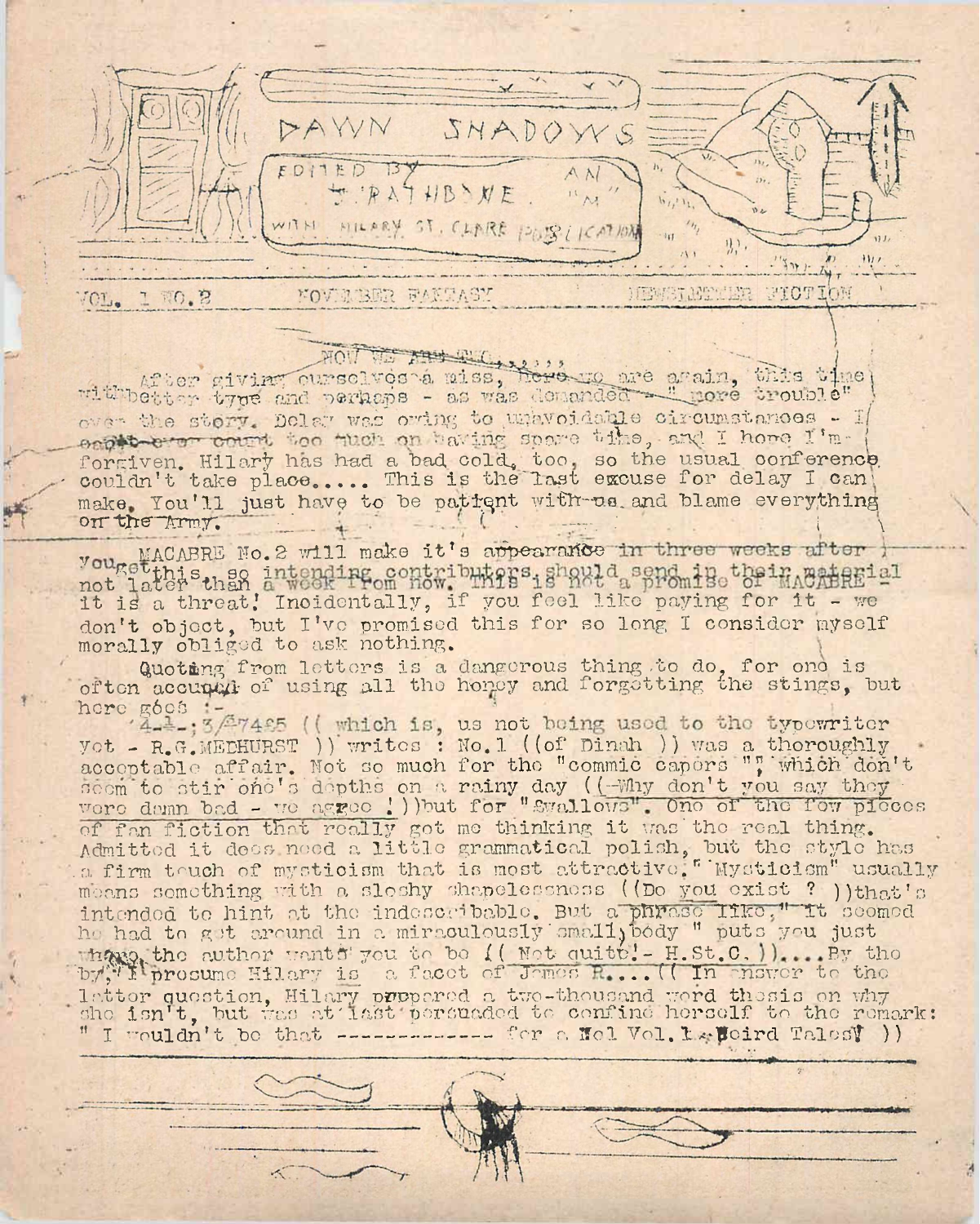# DAWN SHADOWS

EDITED BY J. RATHBONE. AN "M" WITH HILARY ST. CLARE PUBLICATION

VOL. 1 NO.2 — NOVEMBER FANTASY — NEWSLETTER FICTION

NOW WE ARE TWO.....

After giving ourselves a miss, here we are again, this time with better type and perhaps - as was demanded - "more trouble" over the story. Delay was owing to unavoidable circumstances - I can't ever count too much on having spare time, and I hope I'm forgiven. Hilary has had a bad cold, too, so the usual conference couldn't take place..... This is the last excuse for delay I can make. You'll just have to be patient with us and blame everything on the Army.

MACABRE No.2 will make it's appearance in three weeks after you get this, so intending contributors should send in their material not later than a week from now. This is not a promise of MACABRE - it is a threat! Incidentally, if you feel like paying for it - we don't object, but I've promised this for so long I consider myself morally obliged to ask nothing.

Quoting from letters is a dangerous thing to do, for one is often accused of using all the honey and forgetting the stings, but here goes :-

'4-½-;3/£7465 (( which is, us not being used to the typewriter yet - R.G.MEDHURST )) writes : No.1 ((of Dinah )) was a thoroughly acceptable affair. Not so much for the "commic capors ", which don't seem to stir one's depths on a rainy day ((-Why don't you say they were damn bad - we agree ! ))but for "Swallows". One of the few pieces of fan fiction that really got me thinking it was the real thing. Admitted it does need a little grammatical polish, but the style has a firm touch of mysticism that is most attractive." Mysticism" usually means something with a sloshy shapelessness ((Do you exist ? ))that's intended to hint at the indescribable. But a phrase like," It seemed he had to get around in a miraculously small body " puts you just where the author wants you to be (( Not quite! - H.St.C. ))....By the by, I presume Hilary is a facet of James R.... (( In answer to the latter question, Hilary prepared a two-thousand word thesis on why she isn't, but was at last persuaded to confine herself to the remark: " I wouldn't be that ------------- for a No1 Vol.1 Weird Tales! ))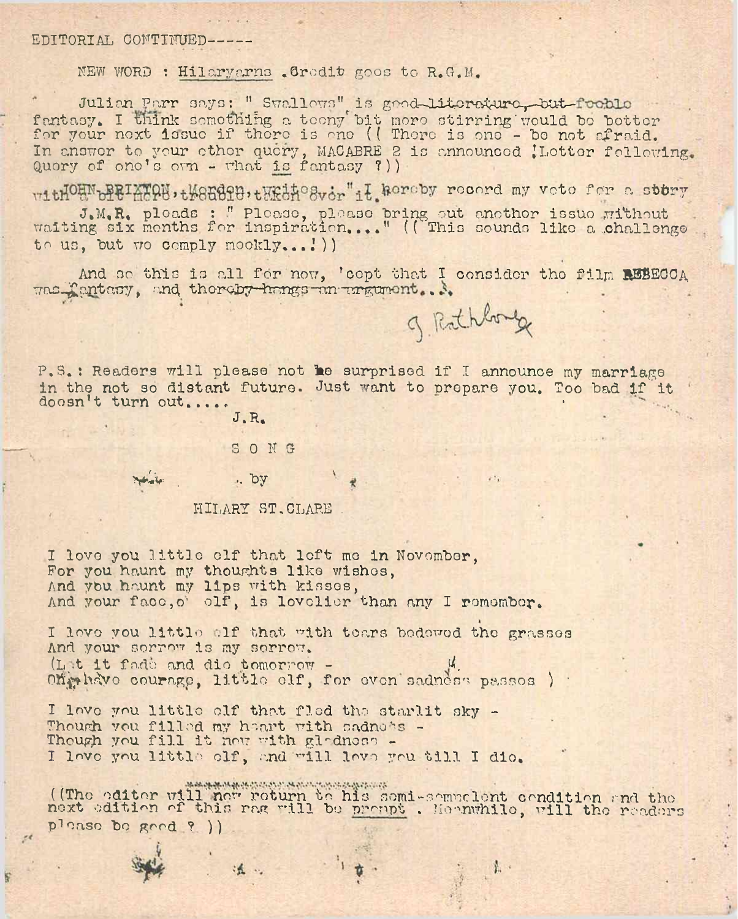EDITORIAL CONTINUED-----

NEW WORD : Hilaryarns . Credit goes to R.G.M.

Julian Parr says: " Swallows" is good literature, but feeble fantasy. I think something a teeny bit more stirring would be better for your next issue if there is one (( There is one - be not afraid. In answer to your other query, MACABRE 2 is announced !Letter following. Query of one's own - what is fantasy ?))

JOHN BRIXTON, London, writes : " I hereby record my vote for a story with a bit more trouble taken over it.

J.M.R. pleads : " Please, please bring out another issue without waiting six months for inspiration...." (( This sounds like a challenge to us, but we comply meekly...!))

And so this is all for now, 'cept that I consider the film REBECCA was fantasy, and thereby hangs an argument...

J. Rathbone

P.S.: Readers will please not be surprised if I announce my marriage in the not so distant future. Just want to prepare you. Too bad if it doesn't turn out.....

J.R.

S O N G

.. by

HILARY ST.CLARE

I love you little elf that left me in November,
For you haunt my thoughts like wishes,
And you haunt my lips with kisses,
And your face, o' elf, is lovelier than any I remember.

I love you little elf that with tears bedewed the grasses
And your sorrow is my sorrow.
(Let it fade and die tomorrow -
Oh, have courage, little elf, for even sadness passes )

I love you little elf that fled the starlit sky -
Though you filled my heart with sadness -
Though you fill it now with gladness -
I love you little elf, and will love you till I die.

((The editor will now return to his semi-somnolent condition and the next edition of this rag will be prompt . Meanwhile, will the readers please be good ? ))